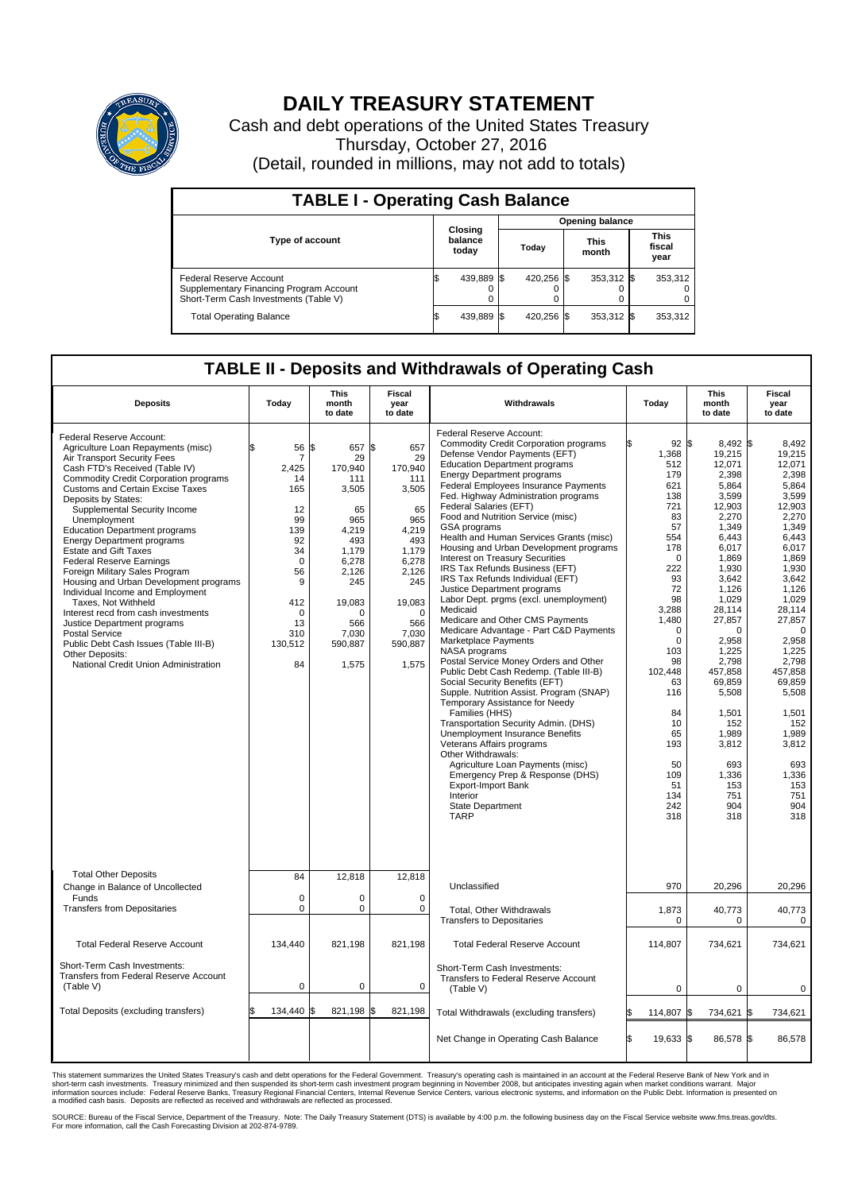# DAILY TREASURY STATEMENT

Cash and debt operations of the United States Treasury

Thursday, October 27, 2016

(Detail, rounded in millions, may not add to totals)

## TABLE I - Operating Cash Balance

| Type of account | Closing balance today | Opening balance Today | Opening balance This month | Opening balance This fiscal year |
|---|---|---|---|---|
| Federal Reserve Account | $ 439,889 | $ 420,256 | $ 353,312 | $ 353,312 |
| Supplementary Financing Program Account | 0 | 0 | 0 | 0 |
| Short-Term Cash Investments (Table V) | 0 | 0 | 0 | 0 |
| Total Operating Balance | $ 439,889 | $ 420,256 | $ 353,312 | $ 353,312 |

## TABLE II - Deposits and Withdrawals of Operating Cash

| Deposits | Today | This month to date | Fiscal year to date |
|---|---|---|---|
| Federal Reserve Account: | | | |
| Agriculture Loan Repayments (misc) | $ 56 | $ 657 | $ 657 |
| Air Transport Security Fees | 7 | 29 | 29 |
| Cash FTD's Received (Table IV) | 2,425 | 170,940 | 170,940 |
| Commodity Credit Corporation programs | 14 | 111 | 111 |
| Customs and Certain Excise Taxes | 165 | 3,505 | 3,505 |
| Deposits by States: | | | |
| Supplemental Security Income | 12 | 65 | 65 |
| Unemployment | 99 | 965 | 965 |
| Education Department programs | 139 | 4,219 | 4,219 |
| Energy Department programs | 92 | 493 | 493 |
| Estate and Gift Taxes | 34 | 1,179 | 1,179 |
| Federal Reserve Earnings | 0 | 6,278 | 6,278 |
| Foreign Military Sales Program | 56 | 2,126 | 2,126 |
| Housing and Urban Development programs | 9 | 245 | 245 |
| Individual Income and Employment Taxes, Not Withheld | 412 | 19,083 | 19,083 |
| Interest recd from cash investments | 0 | 0 | 0 |
| Justice Department programs | 13 | 566 | 566 |
| Postal Service | 310 | 7,030 | 7,030 |
| Public Debt Cash Issues (Table III-B) | 130,512 | 590,887 | 590,887 |
| Other Deposits: | | | |
| National Credit Union Administration | 84 | 1,575 | 1,575 |
| Total Other Deposits | 84 | 12,818 | 12,818 |
| Change in Balance of Uncollected Funds | 0 | 0 | 0 |
| Transfers from Depositaries | 0 | 0 | 0 |
| Total Federal Reserve Account | 134,440 | 821,198 | 821,198 |
| Short-Term Cash Investments: Transfers from Federal Reserve Account (Table V) | 0 | 0 | 0 |
| Total Deposits (excluding transfers) | $ 134,440 | $ 821,198 | $ 821,198 |

| Withdrawals | Today | This month to date | Fiscal year to date |
|---|---|---|---|
| Federal Reserve Account: | | | |
| Commodity Credit Corporation programs | $ 92 | $ 8,492 | $ 8,492 |
| Defense Vendor Payments (EFT) | 1,368 | 19,215 | 19,215 |
| Education Department programs | 512 | 12,071 | 12,071 |
| Energy Department programs | 179 | 2,398 | 2,398 |
| Federal Employees Insurance Payments | 621 | 5,864 | 5,864 |
| Fed. Highway Administration programs | 138 | 3,599 | 3,599 |
| Federal Salaries (EFT) | 721 | 12,903 | 12,903 |
| Food and Nutrition Service (misc) | 83 | 2,270 | 2,270 |
| GSA programs | 57 | 1,349 | 1,349 |
| Health and Human Services Grants (misc) | 554 | 6,443 | 6,443 |
| Housing and Urban Development programs | 178 | 6,017 | 6,017 |
| Interest on Treasury Securities | 0 | 1,869 | 1,869 |
| IRS Tax Refunds Business (EFT) | 222 | 1,930 | 1,930 |
| IRS Tax Refunds Individual (EFT) | 93 | 3,642 | 3,642 |
| Justice Department programs | 72 | 1,126 | 1,126 |
| Labor Dept. prgms (excl. unemployment) | 98 | 1,029 | 1,029 |
| Medicaid | 3,288 | 28,114 | 28,114 |
| Medicare and Other CMS Payments | 1,480 | 27,857 | 27,857 |
| Medicare Advantage - Part C&D Payments | 0 | 0 | 0 |
| Marketplace Payments | 0 | 2,958 | 2,958 |
| NASA programs | 103 | 1,225 | 1,225 |
| Postal Service Money Orders and Other | 98 | 2,798 | 2,798 |
| Public Debt Cash Redemp. (Table III-B) | 102,448 | 457,858 | 457,858 |
| Social Security Benefits (EFT) | 63 | 69,859 | 69,859 |
| Supple. Nutrition Assist. Program (SNAP) | 116 | 5,508 | 5,508 |
| Temporary Assistance for Needy Families (HHS) | 84 | 1,501 | 1,501 |
| Transportation Security Admin. (DHS) | 10 | 152 | 152 |
| Unemployment Insurance Benefits | 65 | 1,989 | 1,989 |
| Veterans Affairs programs | 193 | 3,812 | 3,812 |
| Other Withdrawals: | | | |
| Agriculture Loan Payments (misc) | 50 | 693 | 693 |
| Emergency Prep & Response (DHS) | 109 | 1,336 | 1,336 |
| Export-Import Bank | 51 | 153 | 153 |
| Interior | 134 | 751 | 751 |
| State Department | 242 | 904 | 904 |
| TARP | 318 | 318 | 318 |
| Unclassified | 970 | 20,296 | 20,296 |
| Total, Other Withdrawals | 1,873 | 40,773 | 40,773 |
| Transfers to Depositaries | 0 | 0 | 0 |
| Total Federal Reserve Account | 114,807 | 734,621 | 734,621 |
| Short-Term Cash Investments: Transfers to Federal Reserve Account (Table V) | 0 | 0 | 0 |
| Total Withdrawals (excluding transfers) | $ 114,807 | $ 734,621 | $ 734,621 |
| Net Change in Operating Cash Balance | $ 19,633 | $ 86,578 | $ 86,578 |

This statement summarizes the United States Treasury's cash and debt operations for the Federal Government. Treasury's operating cash is maintained in an account at the Federal Reserve Bank of New York and in short-term cash investments. Treasury minimized and then suspended its short-term cash investment program beginning in November 2008, but anticipates investing again when market conditions warrant. Major information sources include: Federal Reserve Banks, Treasury Regional Financial Centers, Internal Revenue Service Centers, various electronic systems, and information on the Public Debt. Information is presented on a modified cash basis. Deposits are reflected as received and withdrawals are reflected as processed.

SOURCE: Bureau of the Fiscal Service, Department of the Treasury. Note: The Daily Treasury Statement (DTS) is available by 4:00 p.m. the following business day on the Fiscal Service website www.fms.treas.gov/dts. For more information, call the Cash Forecasting Division at 202-874-9789.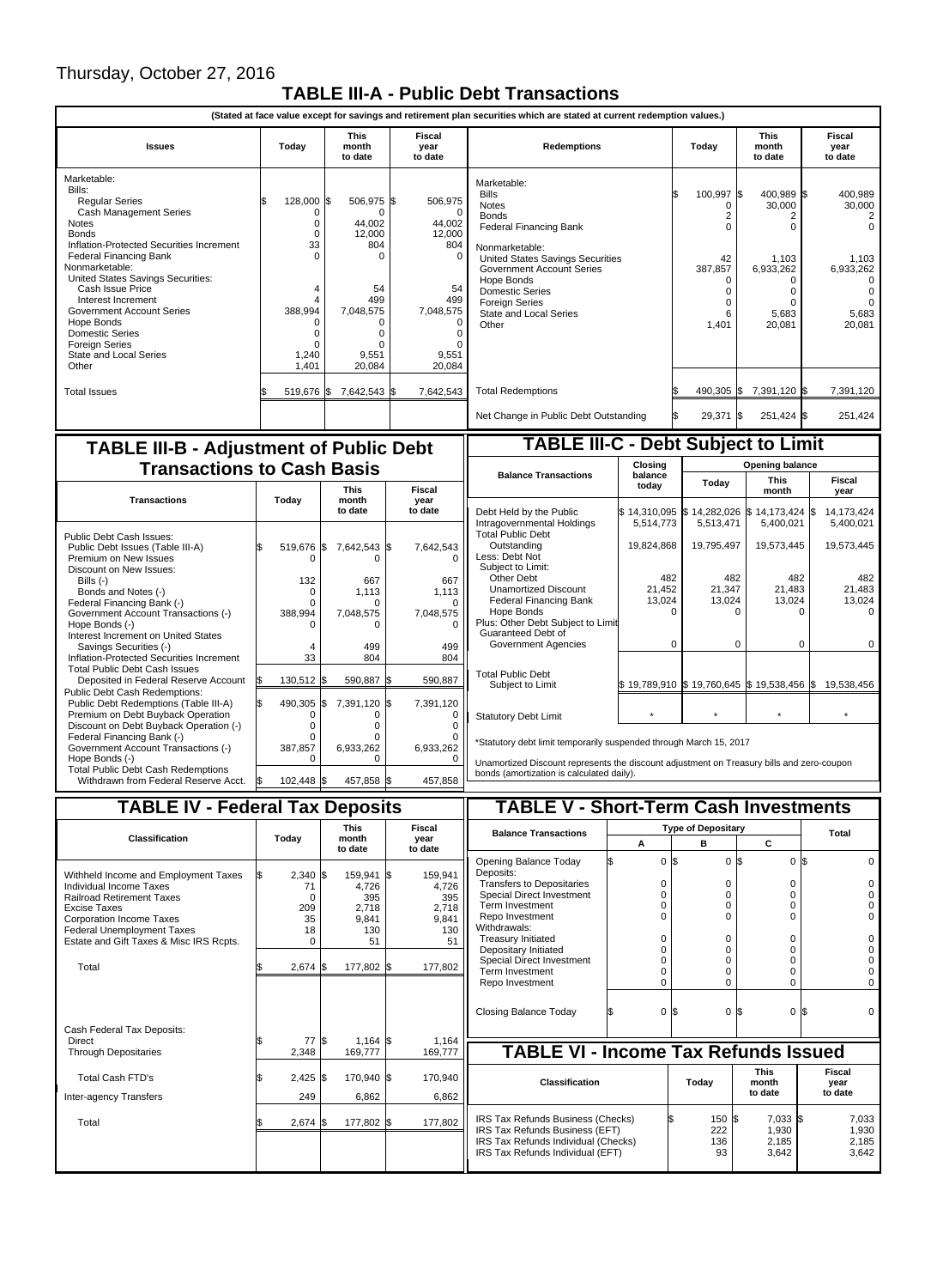Thursday, October 27, 2016

# TABLE III-A - Public Debt Transactions

(Stated at face value except for savings and retirement plan securities which are stated at current redemption values.)

| Issues | Today | This month to date | Fiscal year to date |
|---|---|---|---|
| Marketable: | | | |
| Bills: | | | |
| Regular Series | $ 128,000 | $ 506,975 | $ 506,975 |
| Cash Management Series | 0 | 0 | 0 |
| Notes | 0 | 44,002 | 44,002 |
| Bonds | 0 | 12,000 | 12,000 |
| Inflation-Protected Securities Increment | 33 | 804 | 804 |
| Federal Financing Bank | 0 | 0 | 0 |
| Nonmarketable: | | | |
| United States Savings Securities: | | | |
| Cash Issue Price | 4 | 54 | 54 |
| Interest Increment | 4 | 499 | 499 |
| Government Account Series | 388,994 | 7,048,575 | 7,048,575 |
| Hope Bonds | 0 | 0 | 0 |
| Domestic Series | 0 | 0 | 0 |
| Foreign Series | 0 | 0 | 0 |
| State and Local Series | 1,240 | 9,551 | 9,551 |
| Other | 1,401 | 20,084 | 20,084 |
| Total Issues | $ 519,676 | $ 7,642,543 | $ 7,642,543 |

| Redemptions | Today | This month to date | Fiscal year to date |
|---|---|---|---|
| Marketable: | | | |
| Bills | $ 100,997 | $ 400,989 | $ 400,989 |
| Notes | 0 | 30,000 | 30,000 |
| Bonds | 2 | 2 | 2 |
| Federal Financing Bank | 0 | 0 | 0 |
| Nonmarketable: | | | |
| United States Savings Securities | 42 | 1,103 | 1,103 |
| Government Account Series | 387,857 | 6,933,262 | 6,933,262 |
| Hope Bonds | 0 | 0 | 0 |
| Domestic Series | 0 | 0 | 0 |
| Foreign Series | 0 | 0 | 0 |
| State and Local Series | 6 | 5,683 | 5,683 |
| Other | 1,401 | 20,081 | 20,081 |
| Total Redemptions | $ 490,305 | $ 7,391,120 | $ 7,391,120 |
| Net Change in Public Debt Outstanding | $ 29,371 | $ 251,424 | $ 251,424 |

# TABLE III-B - Adjustment of Public Debt Transactions to Cash Basis

| Transactions | Today | This month to date | Fiscal year to date |
|---|---|---|---|
| Public Debt Cash Issues: | | | |
| Public Debt Issues (Table III-A) | $ 519,676 | $ 7,642,543 | $ 7,642,543 |
| Premium on New Issues | 0 | 0 | 0 |
| Discount on New Issues: | | | |
| Bills (-) | 132 | 667 | 667 |
| Bonds and Notes (-) | 0 | 1,113 | 1,113 |
| Federal Financing Bank (-) | 0 | 0 | 0 |
| Government Account Transactions (-) | 388,994 | 7,048,575 | 7,048,575 |
| Hope Bonds (-) | 0 | 0 | 0 |
| Interest Increment on United States Savings Securities (-) | 4 | 499 | 499 |
| Inflation-Protected Securities Increment | 33 | 804 | 804 |
| Total Public Debt Cash Issues Deposited in Federal Reserve Account | $ 130,512 | $ 590,887 | $ 590,887 |
| Public Debt Cash Redemptions: | | | |
| Public Debt Redemptions (Table III-A) | $ 490,305 | $ 7,391,120 | $ 7,391,120 |
| Premium on Debt Buyback Operation | 0 | 0 | 0 |
| Discount on Debt Buyback Operation (-) | 0 | 0 | 0 |
| Federal Financing Bank (-) | 0 | 0 | 0 |
| Government Account Transactions (-) | 387,857 | 6,933,262 | 6,933,262 |
| Hope Bonds (-) | 0 | 0 | 0 |
| Total Public Debt Cash Redemptions Withdrawn from Federal Reserve Acct. | $ 102,448 | $ 457,858 | $ 457,858 |

# TABLE III-C - Debt Subject to Limit

| Balance Transactions | Closing balance today | Opening balance Today | Opening balance This month | Opening balance Fiscal year |
|---|---|---|---|---|
| Debt Held by the Public | $ 14,310,095 | $ 14,282,026 | $ 14,173,424 | $ 14,173,424 |
| Intragovernmental Holdings | 5,514,773 | 5,513,471 | 5,400,021 | 5,400,021 |
| Total Public Debt Outstanding | 19,824,868 | 19,795,497 | 19,573,445 | 19,573,445 |
| Less: Debt Not Subject to Limit: | | | | |
| Other Debt | 482 | 482 | 482 | 482 |
| Unamortized Discount | 21,452 | 21,347 | 21,483 | 21,483 |
| Federal Financing Bank | 13,024 | 13,024 | 13,024 | 13,024 |
| Hope Bonds | 0 | 0 | 0 | 0 |
| Plus: Other Debt Subject to Limit | | | | |
| Guaranteed Debt of Government Agencies | 0 | 0 | 0 | 0 |
| Total Public Debt Subject to Limit | $ 19,789,910 | $ 19,760,645 | $ 19,538,456 | $ 19,538,456 |
| Statutory Debt Limit | * | * | * | * |

*Statutory debt limit temporarily suspended through March 15, 2017

Unamortized Discount represents the discount adjustment on Treasury bills and zero-coupon bonds (amortization is calculated daily).

# TABLE IV - Federal Tax Deposits

| Classification | Today | This month to date | Fiscal year to date |
|---|---|---|---|
| Withheld Income and Employment Taxes | $ 2,340 | $ 159,941 | $ 159,941 |
| Individual Income Taxes | 71 | 4,726 | 4,726 |
| Railroad Retirement Taxes | 0 | 395 | 395 |
| Excise Taxes | 209 | 2,718 | 2,718 |
| Corporation Income Taxes | 35 | 9,841 | 9,841 |
| Federal Unemployment Taxes | 18 | 130 | 130 |
| Estate and Gift Taxes & Misc IRS Rcpts. | 0 | 51 | 51 |
| Total | $ 2,674 | $ 177,802 | $ 177,802 |
| Cash Federal Tax Deposits: | | | |
| Direct | $ 77 | $ 1,164 | $ 1,164 |
| Through Depositaries | 2,348 | 169,777 | 169,777 |
| Total Cash FTD's | $ 2,425 | $ 170,940 | $ 170,940 |
| Inter-agency Transfers | 249 | 6,862 | 6,862 |
| Total | $ 2,674 | $ 177,802 | $ 177,802 |

# TABLE V - Short-Term Cash Investments

| Balance Transactions | Type of Depositary A | Type of Depositary B | Type of Depositary C | Total |
|---|---|---|---|---|
| Opening Balance Today | $ 0 | $ 0 | $ 0 | $ 0 |
| Deposits: | | | | |
| Transfers to Depositaries | 0 | 0 | 0 | 0 |
| Special Direct Investment | 0 | 0 | 0 | 0 |
| Term Investment | 0 | 0 | 0 | 0 |
| Repo Investment | 0 | 0 | 0 | 0 |
| Withdrawals: | | | | |
| Treasury Initiated | 0 | 0 | 0 | 0 |
| Depositary Initiated | 0 | 0 | 0 | 0 |
| Special Direct Investment | 0 | 0 | 0 | 0 |
| Term Investment | 0 | 0 | 0 | 0 |
| Repo Investment | 0 | 0 | 0 | 0 |
| Closing Balance Today | $ 0 | $ 0 | $ 0 | $ 0 |

# TABLE VI - Income Tax Refunds Issued

| Classification | Today | This month to date | Fiscal year to date |
|---|---|---|---|
| IRS Tax Refunds Business (Checks) | $ 150 | $ 7,033 | $ 7,033 |
| IRS Tax Refunds Business (EFT) | 222 | 1,930 | 1,930 |
| IRS Tax Refunds Individual (Checks) | 136 | 2,185 | 2,185 |
| IRS Tax Refunds Individual (EFT) | 93 | 3,642 | 3,642 |